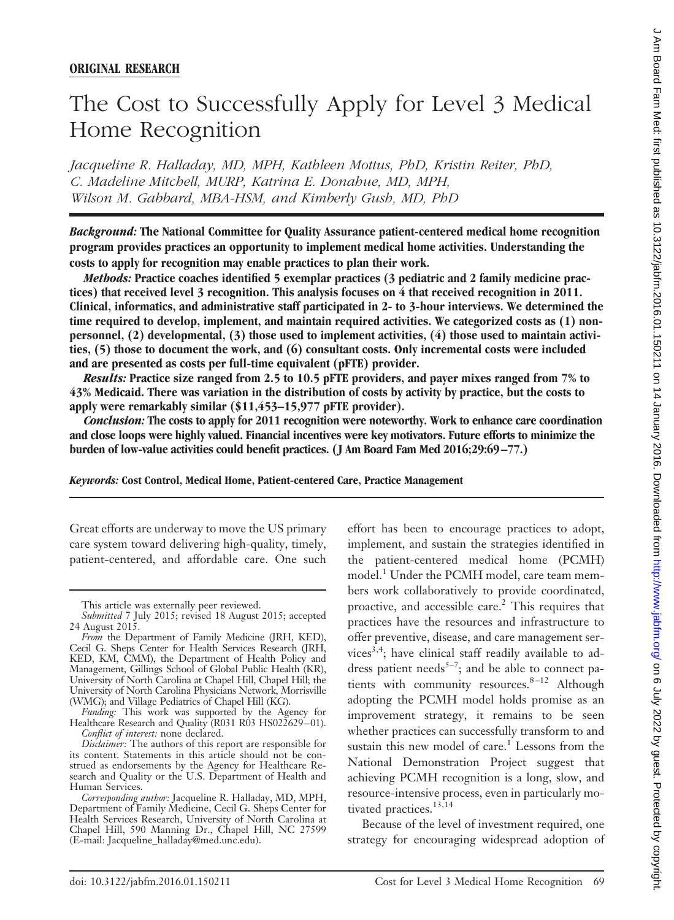**ORIGINAL RESEARCH**

# The Cost to Successfully Apply for Level 3 Medical Home Recognition

*Jacqueline R. Halladay, MD, MPH, Kathleen Mottus, PhD, Kristin Reiter, PhD, C. Madeline Mitchell, MURP, Katrina E. Donahue, MD, MPH, Wilson M. Gabbard, MBA-HSM, and Kimberly Gush, MD, PhD*

***Background:*** **The National Committee for Quality Assurance patient-centered medical home recognition program provides practices an opportunity to implement medical home activities. Understanding the costs to apply for recognition may enable practices to plan their work.**

***Methods:*** **Practice coaches identified 5 exemplar practices (3 pediatric and 2 family medicine practices) that received level 3 recognition. This analysis focuses on 4 that received recognition in 2011. Clinical, informatics, and administrative staff participated in 2- to 3-hour interviews. We determined the time required to develop, implement, and maintain required activities. We categorized costs as (1) nonpersonnel, (2) developmental, (3) those used to implement activities, (4) those used to maintain activities, (5) those to document the work, and (6) consultant costs. Only incremental costs were included and are presented as costs per full-time equivalent (pFTE) provider.**

***Results:*** **Practice size ranged from 2.5 to 10.5 pFTE providers, and payer mixes ranged from 7% to 43% Medicaid. There was variation in the distribution of costs by activity by practice, but the costs to apply were remarkably similar ($11,453–15,977 pFTE provider).**

***Conclusion:*** **The costs to apply for 2011 recognition were noteworthy. Work to enhance care coordination and close loops were highly valued. Financial incentives were key motivators. Future efforts to minimize the burden of low-value activities could benefit practices. (J Am Board Fam Med 2016;29:69–77.)**

***Keywords:*** **Cost Control, Medical Home, Patient-centered Care, Practice Management**

Great efforts are underway to move the US primary care system toward delivering high-quality, timely, patient-centered, and affordable care. One such effort has been to encourage practices to adopt, implement, and sustain the strategies identified in the patient-centered medical home (PCMH) model.[1] Under the PCMH model, care team members work collaboratively to provide coordinated, proactive, and accessible care.[2] This requires that practices have the resources and infrastructure to offer preventive, disease, and care management services[3,4]; have clinical staff readily available to address patient needs[5–7]; and be able to connect patients with community resources.[8–12] Although adopting the PCMH model holds promise as an improvement strategy, it remains to be seen whether practices can successfully transform to and sustain this new model of care.[1] Lessons from the National Demonstration Project suggest that achieving PCMH recognition is a long, slow, and resource-intensive process, even in particularly motivated practices.[13,14]

Because of the level of investment required, one strategy for encouraging widespread adoption of

---

This article was externally peer reviewed.

*Submitted* 7 July 2015; revised 18 August 2015; accepted 24 August 2015.

*From* the Department of Family Medicine (JRH, KED), Cecil G. Sheps Center for Health Services Research (JRH, KED, KM, CMM), the Department of Health Policy and Management, Gillings School of Global Public Health (KR), University of North Carolina at Chapel Hill, Chapel Hill; the University of North Carolina Physicians Network, Morrisville (WMG); and Village Pediatrics of Chapel Hill (KG).

*Funding:* This work was supported by the Agency for Healthcare Research and Quality (R031 R03 HS022629–01).

*Conflict of interest:* none declared.

*Disclaimer:* The authors of this report are responsible for its content. Statements in this article should not be construed as endorsements by the Agency for Healthcare Research and Quality or the U.S. Department of Health and Human Services.

*Corresponding author:* Jacqueline R. Halladay, MD, MPH, Department of Family Medicine, Cecil G. Sheps Center for Health Services Research, University of North Carolina at Chapel Hill, 590 Manning Dr., Chapel Hill, NC 27599 (E-mail: Jacqueline_halladay@med.unc.edu).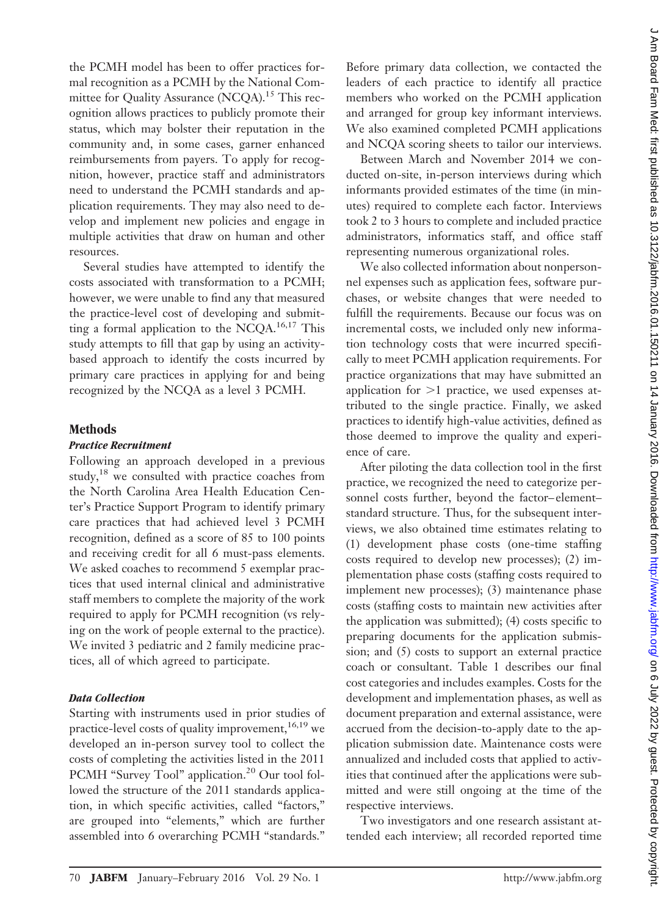the PCMH model has been to offer practices formal recognition as a PCMH by the National Committee for Quality Assurance (NCQA).[15] This recognition allows practices to publicly promote their status, which may bolster their reputation in the community and, in some cases, garner enhanced reimbursements from payers. To apply for recognition, however, practice staff and administrators need to understand the PCMH standards and application requirements. They may also need to develop and implement new policies and engage in multiple activities that draw on human and other resources.

Several studies have attempted to identify the costs associated with transformation to a PCMH; however, we were unable to find any that measured the practice-level cost of developing and submitting a formal application to the NCQA.[16,17] This study attempts to fill that gap by using an activity-based approach to identify the costs incurred by primary care practices in applying for and being recognized by the NCQA as a level 3 PCMH.

## Methods

### *Practice Recruitment*

Following an approach developed in a previous study,[18] we consulted with practice coaches from the North Carolina Area Health Education Center's Practice Support Program to identify primary care practices that had achieved level 3 PCMH recognition, defined as a score of 85 to 100 points and receiving credit for all 6 must-pass elements. We asked coaches to recommend 5 exemplar practices that used internal clinical and administrative staff members to complete the majority of the work required to apply for PCMH recognition (vs relying on the work of people external to the practice). We invited 3 pediatric and 2 family medicine practices, all of which agreed to participate.

### *Data Collection*

Starting with instruments used in prior studies of practice-level costs of quality improvement,[16,19] we developed an in-person survey tool to collect the costs of completing the activities listed in the 2011 PCMH "Survey Tool" application.[20] Our tool followed the structure of the 2011 standards application, in which specific activities, called "factors," are grouped into "elements," which are further assembled into 6 overarching PCMH "standards." Before primary data collection, we contacted the leaders of each practice to identify all practice members who worked on the PCMH application and arranged for group key informant interviews. We also examined completed PCMH applications and NCQA scoring sheets to tailor our interviews.

Between March and November 2014 we conducted on-site, in-person interviews during which informants provided estimates of the time (in minutes) required to complete each factor. Interviews took 2 to 3 hours to complete and included practice administrators, informatics staff, and office staff representing numerous organizational roles.

We also collected information about nonpersonnel expenses such as application fees, software purchases, or website changes that were needed to fulfill the requirements. Because our focus was on incremental costs, we included only new information technology costs that were incurred specifically to meet PCMH application requirements. For practice organizations that may have submitted an application for >1 practice, we used expenses attributed to the single practice. Finally, we asked practices to identify high-value activities, defined as those deemed to improve the quality and experience of care.

After piloting the data collection tool in the first practice, we recognized the need to categorize personnel costs further, beyond the factor–element–standard structure. Thus, for the subsequent interviews, we also obtained time estimates relating to (1) development phase costs (one-time staffing costs required to develop new processes); (2) implementation phase costs (staffing costs required to implement new processes); (3) maintenance phase costs (staffing costs to maintain new activities after the application was submitted); (4) costs specific to preparing documents for the application submission; and (5) costs to support an external practice coach or consultant. Table 1 describes our final cost categories and includes examples. Costs for the development and implementation phases, as well as document preparation and external assistance, were accrued from the decision-to-apply date to the application submission date. Maintenance costs were annualized and included costs that applied to activities that continued after the applications were submitted and were still ongoing at the time of the respective interviews.

Two investigators and one research assistant attended each interview; all recorded reported time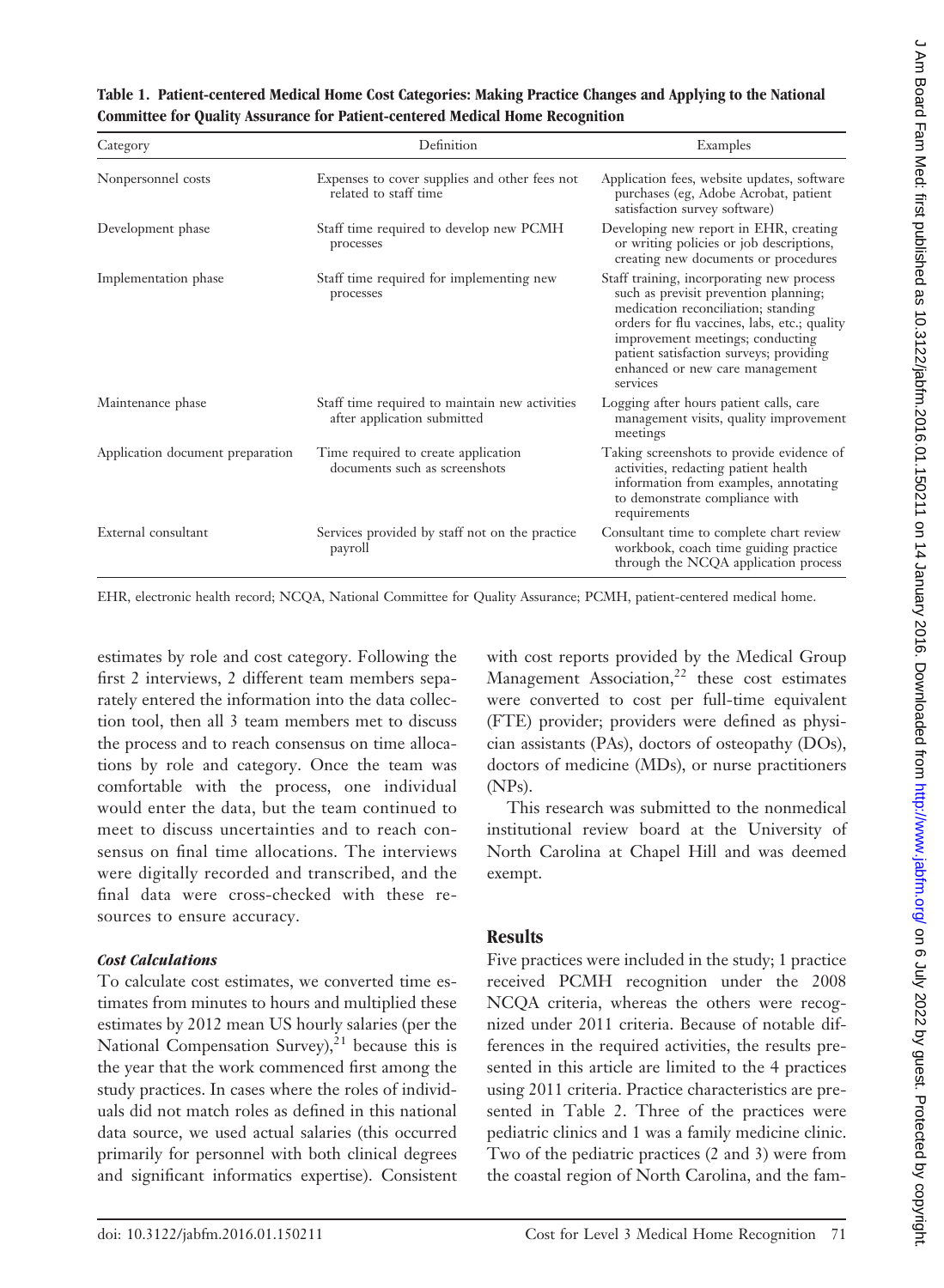**Table 1. Patient-centered Medical Home Cost Categories: Making Practice Changes and Applying to the National Committee for Quality Assurance for Patient-centered Medical Home Recognition**

| Category | Definition | Examples |
|---|---|---|
| Nonpersonnel costs | Expenses to cover supplies and other fees not related to staff time | Application fees, website updates, software purchases (eg, Adobe Acrobat, patient satisfaction survey software) |
| Development phase | Staff time required to develop new PCMH processes | Developing new report in EHR, creating or writing policies or job descriptions, creating new documents or procedures |
| Implementation phase | Staff time required for implementing new processes | Staff training, incorporating new process such as previsit prevention planning; medication reconciliation; standing orders for flu vaccines, labs, etc.; quality improvement meetings; conducting patient satisfaction surveys; providing enhanced or new care management services |
| Maintenance phase | Staff time required to maintain new activities after application submitted | Logging after hours patient calls, care management visits, quality improvement meetings |
| Application document preparation | Time required to create application documents such as screenshots | Taking screenshots to provide evidence of activities, redacting patient health information from examples, annotating to demonstrate compliance with requirements |
| External consultant | Services provided by staff not on the practice payroll | Consultant time to complete chart review workbook, coach time guiding practice through the NCQA application process |

EHR, electronic health record; NCQA, National Committee for Quality Assurance; PCMH, patient-centered medical home.

estimates by role and cost category. Following the first 2 interviews, 2 different team members separately entered the information into the data collection tool, then all 3 team members met to discuss the process and to reach consensus on time allocations by role and category. Once the team was comfortable with the process, one individual would enter the data, but the team continued to meet to discuss uncertainties and to reach consensus on final time allocations. The interviews were digitally recorded and transcribed, and the final data were cross-checked with these resources to ensure accuracy.

#### *Cost Calculations*

To calculate cost estimates, we converted time estimates from minutes to hours and multiplied these estimates by 2012 mean US hourly salaries (per the National Compensation Survey),[21] because this is the year that the work commenced first among the study practices. In cases where the roles of individuals did not match roles as defined in this national data source, we used actual salaries (this occurred primarily for personnel with both clinical degrees and significant informatics expertise). Consistent with cost reports provided by the Medical Group Management Association,[22] these cost estimates were converted to cost per full-time equivalent (FTE) provider; providers were defined as physician assistants (PAs), doctors of osteopathy (DOs), doctors of medicine (MDs), or nurse practitioners (NPs).

This research was submitted to the nonmedical institutional review board at the University of North Carolina at Chapel Hill and was deemed exempt.

## Results

Five practices were included in the study; 1 practice received PCMH recognition under the 2008 NCQA criteria, whereas the others were recognized under 2011 criteria. Because of notable differences in the required activities, the results presented in this article are limited to the 4 practices using 2011 criteria. Practice characteristics are presented in Table 2. Three of the practices were pediatric clinics and 1 was a family medicine clinic. Two of the pediatric practices (2 and 3) were from the coastal region of North Carolina, and the fam-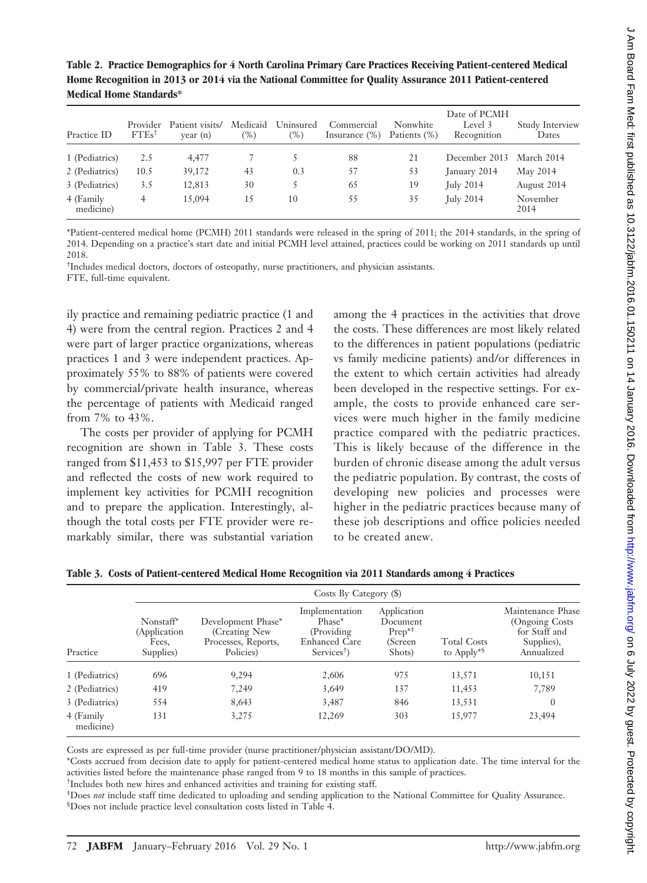**Table 2. Practice Demographics for 4 North Carolina Primary Care Practices Receiving Patient-centered Medical Home Recognition in 2013 or 2014 via the National Committee for Quality Assurance 2011 Patient-centered Medical Home Standards***

| Practice ID | Provider FTEs† | Patient visits/year (n) | Medicaid (%) | Uninsured (%) | Commercial Insurance (%) | Nonwhite Patients (%) | Date of PCMH Level 3 Recognition | Study Interview Dates |
|---|---|---|---|---|---|---|---|---|
| 1 (Pediatrics) | 2.5 | 4,477 | 7 | 5 | 88 | 21 | December 2013 | March 2014 |
| 2 (Pediatrics) | 10.5 | 39,172 | 43 | 0.3 | 57 | 53 | January 2014 | May 2014 |
| 3 (Pediatrics) | 3.5 | 12,813 | 30 | 5 | 65 | 19 | July 2014 | August 2014 |
| 4 (Family medicine) | 4 | 15,094 | 15 | 10 | 55 | 35 | July 2014 | November 2014 |

*Patient-centered medical home (PCMH) 2011 standards were released in the spring of 2011; the 2014 standards, in the spring of 2014. Depending on a practice's start date and initial PCMH level attained, practices could be working on 2011 standards up until 2018.

†Includes medical doctors, doctors of osteopathy, nurse practitioners, and physician assistants.

FTE, full-time equivalent.

ily practice and remaining pediatric practice (1 and 4) were from the central region. Practices 2 and 4 were part of larger practice organizations, whereas practices 1 and 3 were independent practices. Approximately 55% to 88% of patients were covered by commercial/private health insurance, whereas the percentage of patients with Medicaid ranged from 7% to 43%.

The costs per provider of applying for PCMH recognition are shown in Table 3. These costs ranged from $11,453 to $15,997 per FTE provider and reflected the costs of new work required to implement key activities for PCMH recognition and to prepare the application. Interestingly, although the total costs per FTE provider were remarkably similar, there was substantial variation among the 4 practices in the activities that drove the costs. These differences are most likely related to the differences in patient populations (pediatric vs family medicine patients) and/or differences in the extent to which certain activities had already been developed in the respective settings. For example, the costs to provide enhanced care services were much higher in the family medicine practice compared with the pediatric practices. This is likely because of the difference in the burden of chronic disease among the adult versus the pediatric population. By contrast, the costs of developing new policies and processes were higher in the pediatric practices because many of these job descriptions and office policies needed to be created anew.

**Table 3. Costs of Patient-centered Medical Home Recognition via 2011 Standards among 4 Practices**

| | Costs By Category ($) | | | | | |
|---|---|---|---|---|---|---|
| Practice | Nonstaff* (Application Fees, Supplies) | Development Phase* (Creating New Processes, Reports, Policies) | Implementation Phase* (Providing Enhanced Care Services†) | Application Document Prep*‡ (Screen Shots) | Total Costs to Apply*§ | Maintenance Phase (Ongoing Costs for Staff and Supplies), Annualized |
| 1 (Pediatrics) | 696 | 9,294 | 2,606 | 975 | 13,571 | 10,151 |
| 2 (Pediatrics) | 419 | 7,249 | 3,649 | 137 | 11,453 | 7,789 |
| 3 (Pediatrics) | 554 | 8,643 | 3,487 | 846 | 13,531 | 0 |
| 4 (Family medicine) | 131 | 3,275 | 12,269 | 303 | 15,977 | 23,494 |

Costs are expressed as per full-time provider (nurse practitioner/physician assistant/DO/MD).

*Costs accrued from decision date to apply for patient-centered medical home status to application date. The time interval for the activities listed before the maintenance phase ranged from 9 to 18 months in this sample of practices.

†Includes both new hires and enhanced activities and training for existing staff.

‡Does *not* include staff time dedicated to uploading and sending application to the National Committee for Quality Assurance.

§Does not include practice level consultation costs listed in Table 4.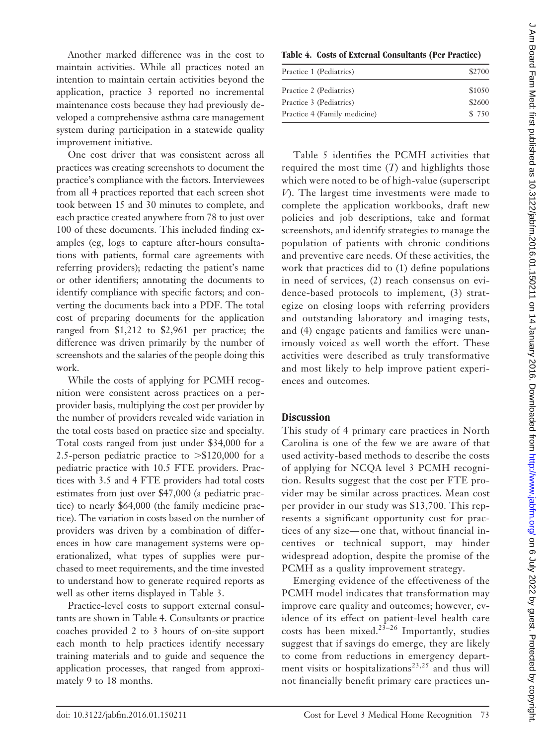Another marked difference was in the cost to maintain activities. While all practices noted an intention to maintain certain activities beyond the application, practice 3 reported no incremental maintenance costs because they had previously developed a comprehensive asthma care management system during participation in a statewide quality improvement initiative.

One cost driver that was consistent across all practices was creating screenshots to document the practice's compliance with the factors. Interviewees from all 4 practices reported that each screen shot took between 15 and 30 minutes to complete, and each practice created anywhere from 78 to just over 100 of these documents. This included finding examples (eg, logs to capture after-hours consultations with patients, formal care agreements with referring providers); redacting the patient's name or other identifiers; annotating the documents to identify compliance with specific factors; and converting the documents back into a PDF. The total cost of preparing documents for the application ranged from $1,212 to $2,961 per practice; the difference was driven primarily by the number of screenshots and the salaries of the people doing this work.

While the costs of applying for PCMH recognition were consistent across practices on a per-provider basis, multiplying the cost per provider by the number of providers revealed wide variation in the total costs based on practice size and specialty. Total costs ranged from just under $34,000 for a 2.5-person pediatric practice to >$120,000 for a pediatric practice with 10.5 FTE providers. Practices with 3.5 and 4 FTE providers had total costs estimates from just over $47,000 (a pediatric practice) to nearly $64,000 (the family medicine practice). The variation in costs based on the number of providers was driven by a combination of differences in how care management systems were operationalized, what types of supplies were purchased to meet requirements, and the time invested to understand how to generate required reports as well as other items displayed in Table 3.

Practice-level costs to support external consultants are shown in Table 4. Consultants or practice coaches provided 2 to 3 hours of on-site support each month to help practices identify necessary training materials and to guide and sequence the application processes, that ranged from approximately 9 to 18 months.

**Table 4. Costs of External Consultants (Per Practice)**

| Practice | Cost |
|---|---|
| Practice 1 (Pediatrics) | $2700 |
| Practice 2 (Pediatrics) | $1050 |
| Practice 3 (Pediatrics) | $2600 |
| Practice 4 (Family medicine) | $ 750 |

Table 5 identifies the PCMH activities that required the most time (*T*) and highlights those which were noted to be of high-value (superscript *V*). The largest time investments were made to complete the application workbooks, draft new policies and job descriptions, take and format screenshots, and identify strategies to manage the population of patients with chronic conditions and preventive care needs. Of these activities, the work that practices did to (1) define populations in need of services, (2) reach consensus on evidence-based protocols to implement, (3) strategize on closing loops with referring providers and outstanding laboratory and imaging tests, and (4) engage patients and families were unanimously voiced as well worth the effort. These activities were described as truly transformative and most likely to help improve patient experiences and outcomes.

## Discussion

This study of 4 primary care practices in North Carolina is one of the few we are aware of that used activity-based methods to describe the costs of applying for NCQA level 3 PCMH recognition. Results suggest that the cost per FTE provider may be similar across practices. Mean cost per provider in our study was $13,700. This represents a significant opportunity cost for practices of any size—one that, without financial incentives or technical support, may hinder widespread adoption, despite the promise of the PCMH as a quality improvement strategy.

Emerging evidence of the effectiveness of the PCMH model indicates that transformation may improve care quality and outcomes; however, evidence of its effect on patient-level health care costs has been mixed.[23–26] Importantly, studies suggest that if savings do emerge, they are likely to come from reductions in emergency department visits or hospitalizations[23,25] and thus will not financially benefit primary care practices un-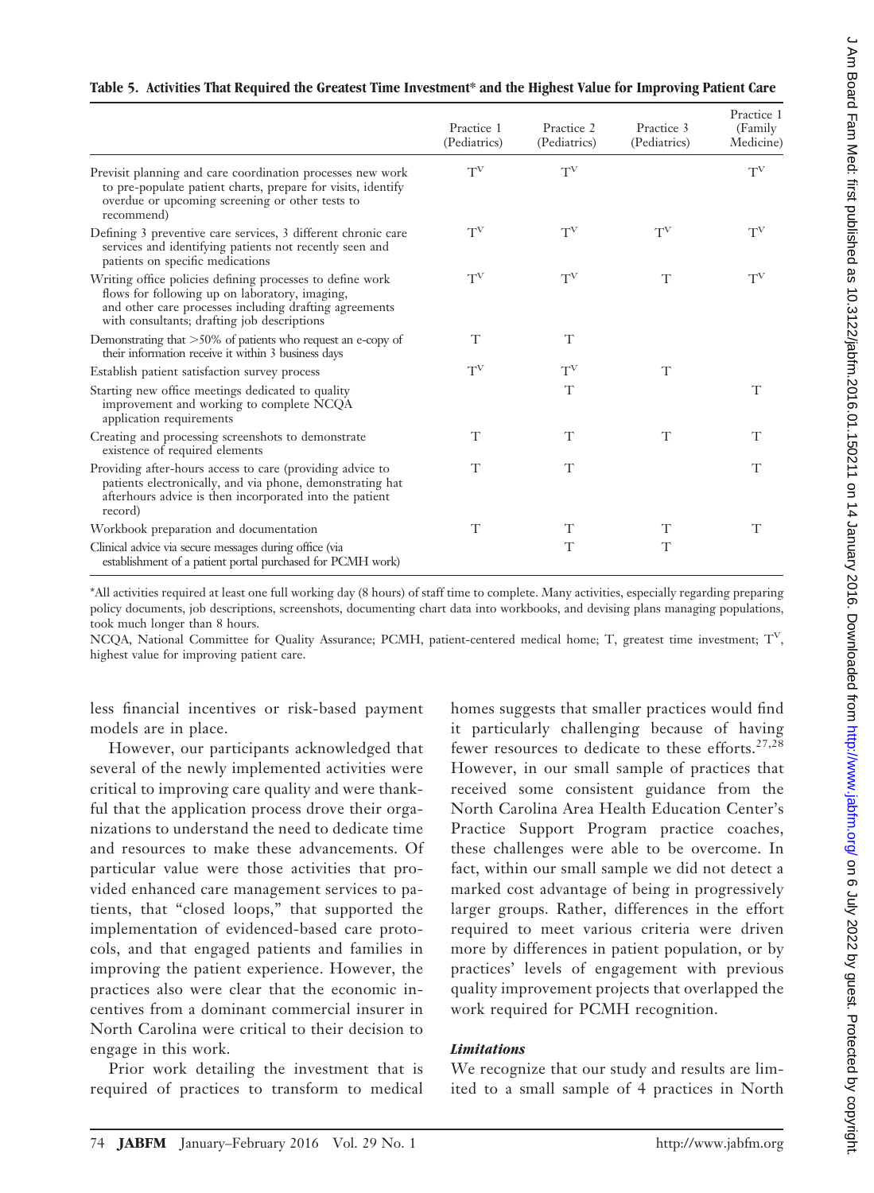**Table 5. Activities That Required the Greatest Time Investment* and the Highest Value for Improving Patient Care**

| | Practice 1 (Pediatrics) | Practice 2 (Pediatrics) | Practice 3 (Pediatrics) | Practice 1 (Family Medicine) |
|---|---|---|---|---|
| Previsit planning and care coordination processes new work to pre-populate patient charts, prepare for visits, identify overdue or upcoming screening or other tests to recommend) | $T^V$ | $T^V$ | | $T^V$ |
| Defining 3 preventive care services, 3 different chronic care services and identifying patients not recently seen and patients on specific medications | $T^V$ | $T^V$ | $T^V$ | $T^V$ |
| Writing office policies defining processes to define work flows for following up on laboratory, imaging, and other care processes including drafting agreements with consultants; drafting job descriptions | $T^V$ | $T^V$ | T | $T^V$ |
| Demonstrating that >50% of patients who request an e-copy of their information receive it within 3 business days | T | T | | |
| Establish patient satisfaction survey process | $T^V$ | $T^V$ | T | |
| Starting new office meetings dedicated to quality improvement and working to complete NCQA application requirements | | T | | T |
| Creating and processing screenshots to demonstrate existence of required elements | T | T | T | T |
| Providing after-hours access to care (providing advice to patients electronically, and via phone, demonstrating hat afterhours advice is then incorporated into the patient record) | T | T | | T |
| Workbook preparation and documentation | T | T | T | T |
| Clinical advice via secure messages during office (via establishment of a patient portal purchased for PCMH work) | | T | T | |

*All activities required at least one full working day (8 hours) of staff time to complete. Many activities, especially regarding preparing policy documents, job descriptions, screenshots, documenting chart data into workbooks, and devising plans managing populations, took much longer than 8 hours.

NCQA, National Committee for Quality Assurance; PCMH, patient-centered medical home; T, greatest time investment; $T^V$, highest value for improving patient care.

less financial incentives or risk-based payment models are in place.

However, our participants acknowledged that several of the newly implemented activities were critical to improving care quality and were thankful that the application process drove their organizations to understand the need to dedicate time and resources to make these advancements. Of particular value were those activities that provided enhanced care management services to patients, that "closed loops," that supported the implementation of evidenced-based care protocols, and that engaged patients and families in improving the patient experience. However, the practices also were clear that the economic incentives from a dominant commercial insurer in North Carolina were critical to their decision to engage in this work.

Prior work detailing the investment that is required of practices to transform to medical homes suggests that smaller practices would find it particularly challenging because of having fewer resources to dedicate to these efforts.[27,28] However, in our small sample of practices that received some consistent guidance from the North Carolina Area Health Education Center's Practice Support Program practice coaches, these challenges were able to be overcome. In fact, within our small sample we did not detect a marked cost advantage of being in progressively larger groups. Rather, differences in the effort required to meet various criteria were driven more by differences in patient population, or by practices' levels of engagement with previous quality improvement projects that overlapped the work required for PCMH recognition.

### *Limitations*

We recognize that our study and results are limited to a small sample of 4 practices in North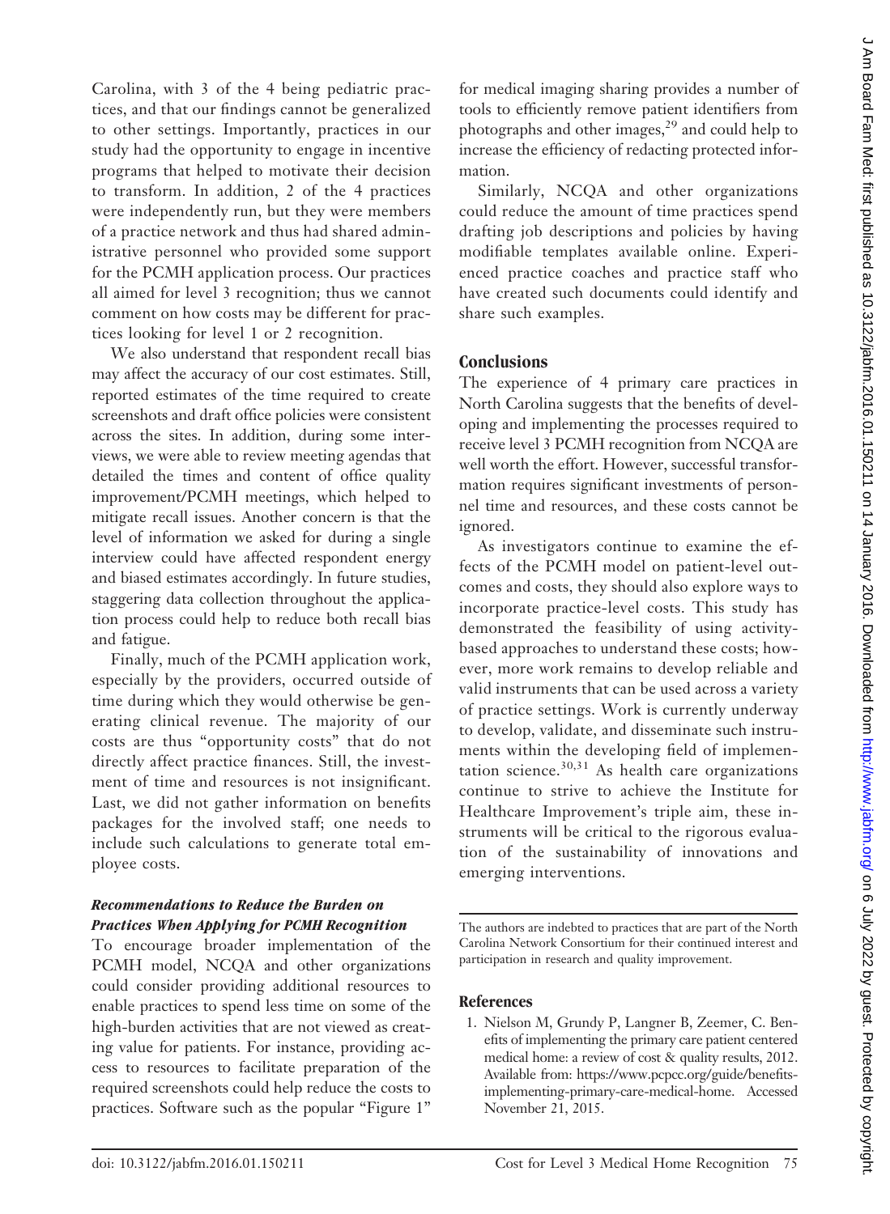Carolina, with 3 of the 4 being pediatric practices, and that our findings cannot be generalized to other settings. Importantly, practices in our study had the opportunity to engage in incentive programs that helped to motivate their decision to transform. In addition, 2 of the 4 practices were independently run, but they were members of a practice network and thus had shared administrative personnel who provided some support for the PCMH application process. Our practices all aimed for level 3 recognition; thus we cannot comment on how costs may be different for practices looking for level 1 or 2 recognition.

We also understand that respondent recall bias may affect the accuracy of our cost estimates. Still, reported estimates of the time required to create screenshots and draft office policies were consistent across the sites. In addition, during some interviews, we were able to review meeting agendas that detailed the times and content of office quality improvement/PCMH meetings, which helped to mitigate recall issues. Another concern is that the level of information we asked for during a single interview could have affected respondent energy and biased estimates accordingly. In future studies, staggering data collection throughout the application process could help to reduce both recall bias and fatigue.

Finally, much of the PCMH application work, especially by the providers, occurred outside of time during which they would otherwise be generating clinical revenue. The majority of our costs are thus "opportunity costs" that do not directly affect practice finances. Still, the investment of time and resources is not insignificant. Last, we did not gather information on benefits packages for the involved staff; one needs to include such calculations to generate total employee costs.

### *Recommendations to Reduce the Burden on Practices When Applying for PCMH Recognition*

To encourage broader implementation of the PCMH model, NCQA and other organizations could consider providing additional resources to enable practices to spend less time on some of the high-burden activities that are not viewed as creating value for patients. For instance, providing access to resources to facilitate preparation of the required screenshots could help reduce the costs to practices. Software such as the popular "Figure 1" for medical imaging sharing provides a number of tools to efficiently remove patient identifiers from photographs and other images,[29] and could help to increase the efficiency of redacting protected information.

Similarly, NCQA and other organizations could reduce the amount of time practices spend drafting job descriptions and policies by having modifiable templates available online. Experienced practice coaches and practice staff who have created such documents could identify and share such examples.

## Conclusions

The experience of 4 primary care practices in North Carolina suggests that the benefits of developing and implementing the processes required to receive level 3 PCMH recognition from NCQA are well worth the effort. However, successful transformation requires significant investments of personnel time and resources, and these costs cannot be ignored.

As investigators continue to examine the effects of the PCMH model on patient-level outcomes and costs, they should also explore ways to incorporate practice-level costs. This study has demonstrated the feasibility of using activity-based approaches to understand these costs; however, more work remains to develop reliable and valid instruments that can be used across a variety of practice settings. Work is currently underway to develop, validate, and disseminate such instruments within the developing field of implementation science.[30,31] As health care organizations continue to strive to achieve the Institute for Healthcare Improvement's triple aim, these instruments will be critical to the rigorous evaluation of the sustainability of innovations and emerging interventions.

---

The authors are indebted to practices that are part of the North Carolina Network Consortium for their continued interest and participation in research and quality improvement.

## References

1. Nielson M, Grundy P, Langner B, Zeemer, C. Benefits of implementing the primary care patient centered medical home: a review of cost & quality results, 2012. Available from: https://www.pcpcc.org/guide/benefits-implementing-primary-care-medical-home. Accessed November 21, 2015.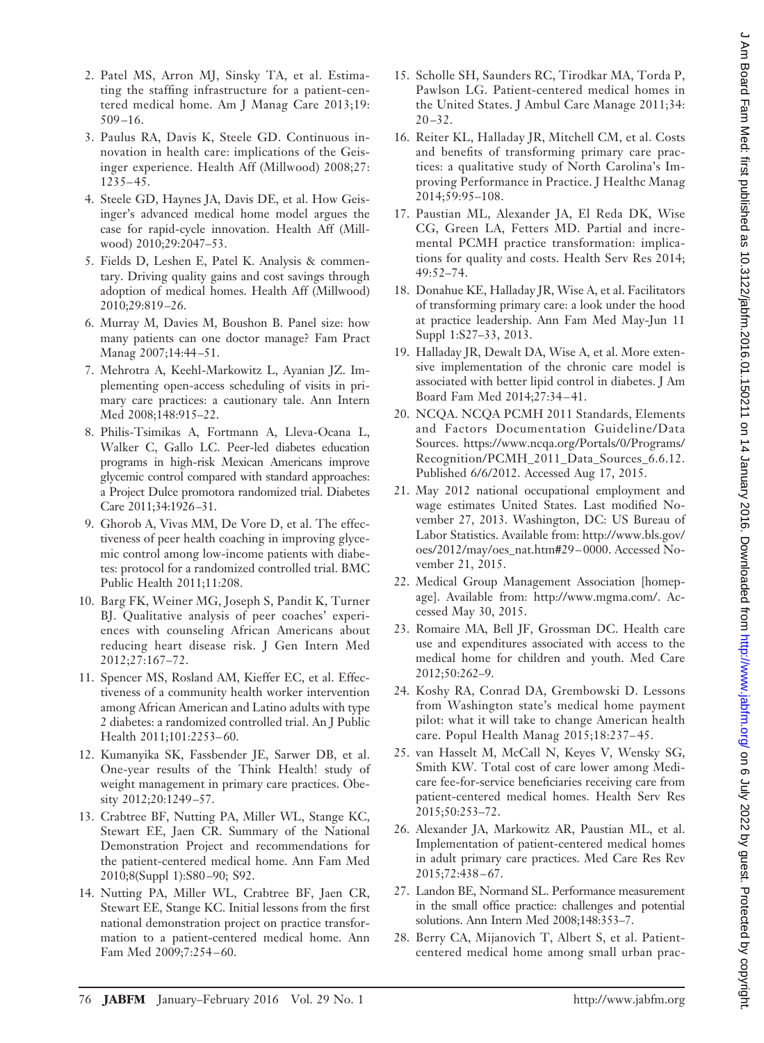2. Patel MS, Arron MJ, Sinsky TA, et al. Estimating the staffing infrastructure for a patient-centered medical home. Am J Manag Care 2013;19:509–16.
3. Paulus RA, Davis K, Steele GD. Continuous innovation in health care: implications of the Geisinger experience. Health Aff (Millwood) 2008;27:1235–45.
4. Steele GD, Haynes JA, Davis DE, et al. How Geisinger's advanced medical home model argues the case for rapid-cycle innovation. Health Aff (Millwood) 2010;29:2047–53.
5. Fields D, Leshen E, Patel K. Analysis & commentary. Driving quality gains and cost savings through adoption of medical homes. Health Aff (Millwood) 2010;29:819–26.
6. Murray M, Davies M, Boushon B. Panel size: how many patients can one doctor manage? Fam Pract Manag 2007;14:44–51.
7. Mehrotra A, Keehl-Markowitz L, Ayanian JZ. Implementing open-access scheduling of visits in primary care practices: a cautionary tale. Ann Intern Med 2008;148:915–22.
8. Philis-Tsimikas A, Fortmann A, Lleva-Ocana L, Walker C, Gallo LC. Peer-led diabetes education programs in high-risk Mexican Americans improve glycemic control compared with standard approaches: a Project Dulce promotora randomized trial. Diabetes Care 2011;34:1926–31.
9. Ghorob A, Vivas MM, De Vore D, et al. The effectiveness of peer health coaching in improving glycemic control among low-income patients with diabetes: protocol for a randomized controlled trial. BMC Public Health 2011;11:208.
10. Barg FK, Weiner MG, Joseph S, Pandit K, Turner BJ. Qualitative analysis of peer coaches' experiences with counseling African Americans about reducing heart disease risk. J Gen Intern Med 2012;27:167–72.
11. Spencer MS, Rosland AM, Kieffer EC, et al. Effectiveness of a community health worker intervention among African American and Latino adults with type 2 diabetes: a randomized controlled trial. An J Public Health 2011;101:2253–60.
12. Kumanyika SK, Fassbender JE, Sarwer DB, et al. One-year results of the Think Health! study of weight management in primary care practices. Obesity 2012;20:1249–57.
13. Crabtree BF, Nutting PA, Miller WL, Stange KC, Stewart EE, Jaen CR. Summary of the National Demonstration Project and recommendations for the patient-centered medical home. Ann Fam Med 2010;8(Suppl 1):S80–90; S92.
14. Nutting PA, Miller WL, Crabtree BF, Jaen CR, Stewart EE, Stange KC. Initial lessons from the first national demonstration project on practice transformation to a patient-centered medical home. Ann Fam Med 2009;7:254–60.
15. Scholle SH, Saunders RC, Tirodkar MA, Torda P, Pawlson LG. Patient-centered medical homes in the United States. J Ambul Care Manage 2011;34:20–32.
16. Reiter KL, Halladay JR, Mitchell CM, et al. Costs and benefits of transforming primary care practices: a qualitative study of North Carolina's Improving Performance in Practice. J Healthc Manag 2014;59:95–108.
17. Paustian ML, Alexander JA, El Reda DK, Wise CG, Green LA, Fetters MD. Partial and incremental PCMH practice transformation: implications for quality and costs. Health Serv Res 2014;49:52–74.
18. Donahue KE, Halladay JR, Wise A, et al. Facilitators of transforming primary care: a look under the hood at practice leadership. Ann Fam Med May-Jun 11 Suppl 1:S27–33, 2013.
19. Halladay JR, Dewalt DA, Wise A, et al. More extensive implementation of the chronic care model is associated with better lipid control in diabetes. J Am Board Fam Med 2014;27:34–41.
20. NCQA. NCQA PCMH 2011 Standards, Elements and Factors Documentation Guideline/Data Sources. https://www.ncqa.org/Portals/0/Programs/Recognition/PCMH_2011_Data_Sources_6.6.12. Published 6/6/2012. Accessed Aug 17, 2015.
21. May 2012 national occupational employment and wage estimates United States. Last modified November 27, 2013. Washington, DC: US Bureau of Labor Statistics. Available from: http://www.bls.gov/oes/2012/may/oes_nat.htm#29–0000. Accessed November 21, 2015.
22. Medical Group Management Association [homepage]. Available from: http://www.mgma.com/. Accessed May 30, 2015.
23. Romaire MA, Bell JF, Grossman DC. Health care use and expenditures associated with access to the medical home for children and youth. Med Care 2012;50:262–9.
24. Koshy RA, Conrad DA, Grembowski D. Lessons from Washington state's medical home payment pilot: what it will take to change American health care. Popul Health Manag 2015;18:237–45.
25. van Hasselt M, McCall N, Keyes V, Wensky SG, Smith KW. Total cost of care lower among Medicare fee-for-service beneficiaries receiving care from patient-centered medical homes. Health Serv Res 2015;50:253–72.
26. Alexander JA, Markowitz AR, Paustian ML, et al. Implementation of patient-centered medical homes in adult primary care practices. Med Care Res Rev 2015;72:438–67.
27. Landon BE, Normand SL. Performance measurement in the small office practice: challenges and potential solutions. Ann Intern Med 2008;148:353–7.
28. Berry CA, Mijanovich T, Albert S, et al. Patient-centered medical home among small urban prac-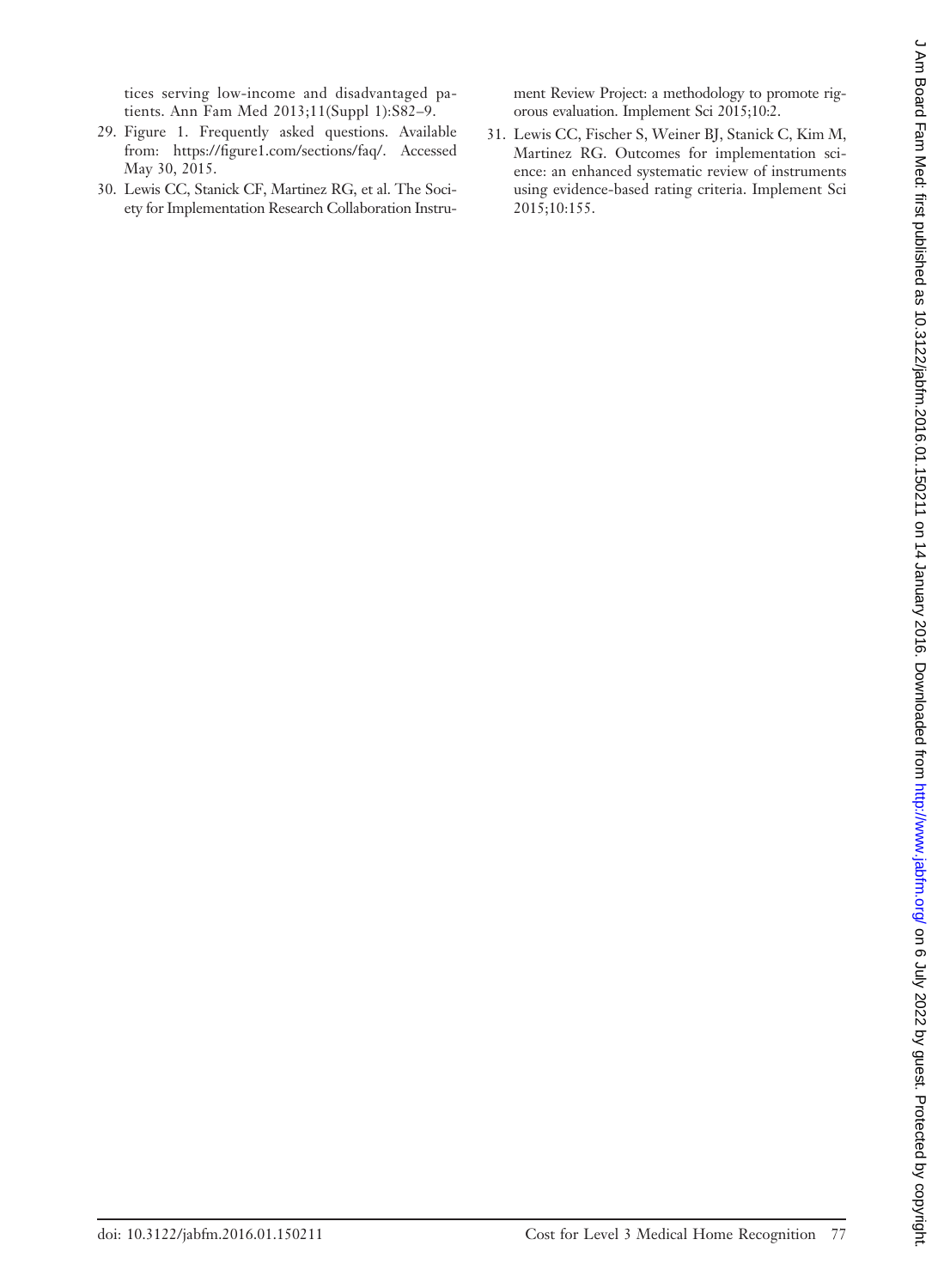tices serving low-income and disadvantaged patients. Ann Fam Med 2013;11(Suppl 1):S82–9.

29. Figure 1. Frequently asked questions. Available from: https://figure1.com/sections/faq/. Accessed May 30, 2015.
30. Lewis CC, Stanick CF, Martinez RG, et al. The Society for Implementation Research Collaboration Instrument Review Project: a methodology to promote rigorous evaluation. Implement Sci 2015;10:2.
31. Lewis CC, Fischer S, Weiner BJ, Stanick C, Kim M, Martinez RG. Outcomes for implementation science: an enhanced systematic review of instruments using evidence-based rating criteria. Implement Sci 2015;10:155.